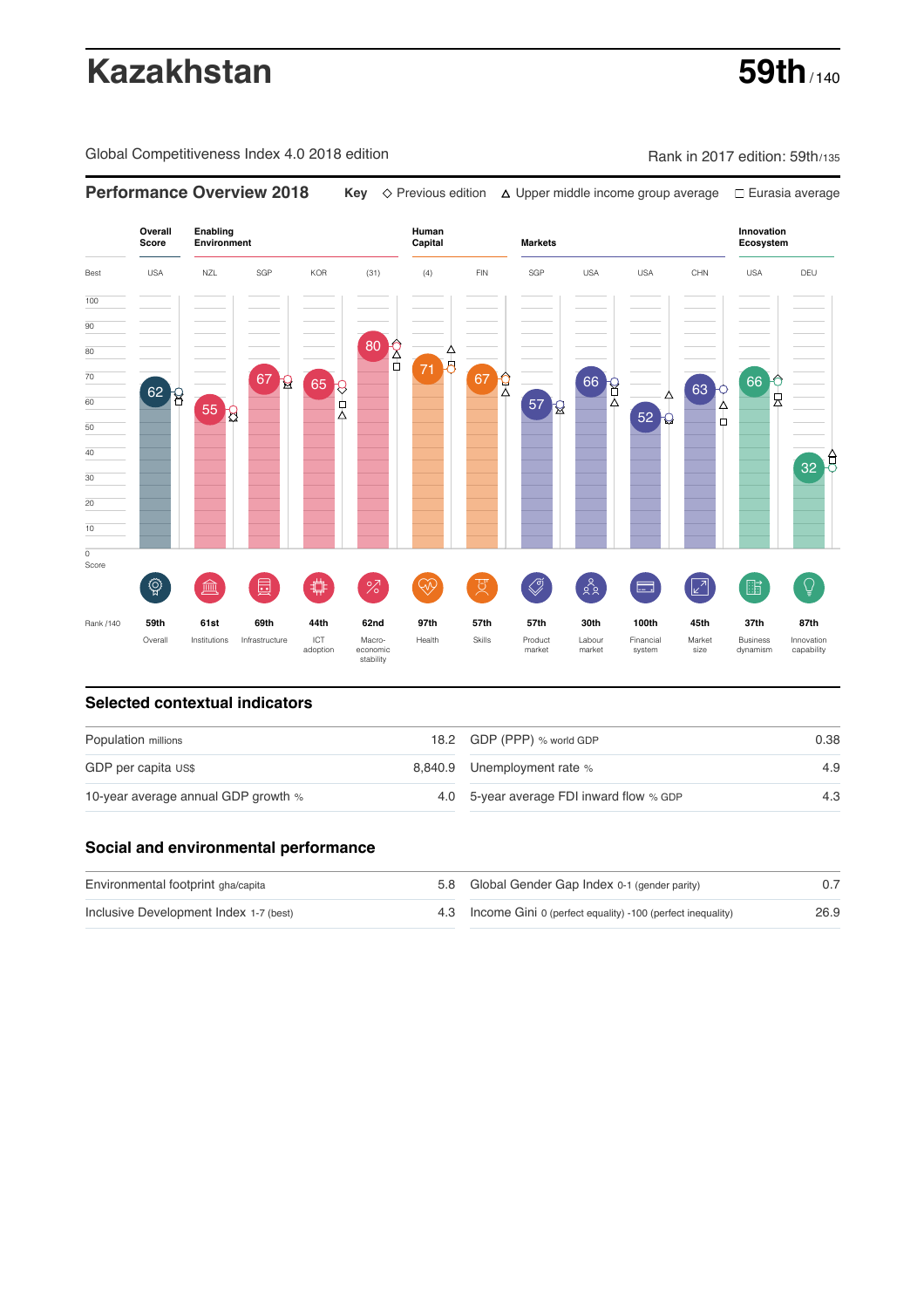# Kazakhstan

**59th** / 140

Global Competitiveness Index 4.0 2018 edition

Rank in 2017 edition: 59th/135

## Performance Overview 2018

**Key** ◇ Previous edition △ Upper middle income group average □ Eurasia average

| | Overall Score | Enabling Environment | | | | Human Capital | | Markets | | | | Innovation Ecosystem | |
|---|---|---|---|---|---|---|---|---|---|---|---|---|---|
| Best | USA | NZL | SGP | KOR | (31) | (4) | FIN | SGP | USA | USA | CHN | USA | DEU |
| Score | 62 | 55 | 67 | 65 | 80 | 71 | 67 | 57 | 66 | 52 | 63 | 66 | 32 |
| Rank /140 | 59th | 61st | 69th | 44th | 62nd | 97th | 57th | 57th | 30th | 100th | 45th | 37th | 87th |
| | Overall | Institutions | Infrastructure | ICT adoption | Macro-economic stability | Health | Skills | Product market | Labour market | Financial system | Market size | Business dynamism | Innovation capability |

## Selected contextual indicators

| | | | |
|---|---|---|---|
| Population millions | 18.2 | GDP (PPP) % world GDP | 0.38 |
| GDP per capita US$ | 8,840.9 | Unemployment rate % | 4.9 |
| 10-year average annual GDP growth % | 4.0 | 5-year average FDI inward flow % GDP | 4.3 |

## Social and environmental performance

| | | | |
|---|---|---|---|
| Environmental footprint gha/capita | 5.8 | Global Gender Gap Index 0-1 (gender parity) | 0.7 |
| Inclusive Development Index 1-7 (best) | 4.3 | Income Gini 0 (perfect equality) -100 (perfect inequality) | 26.9 |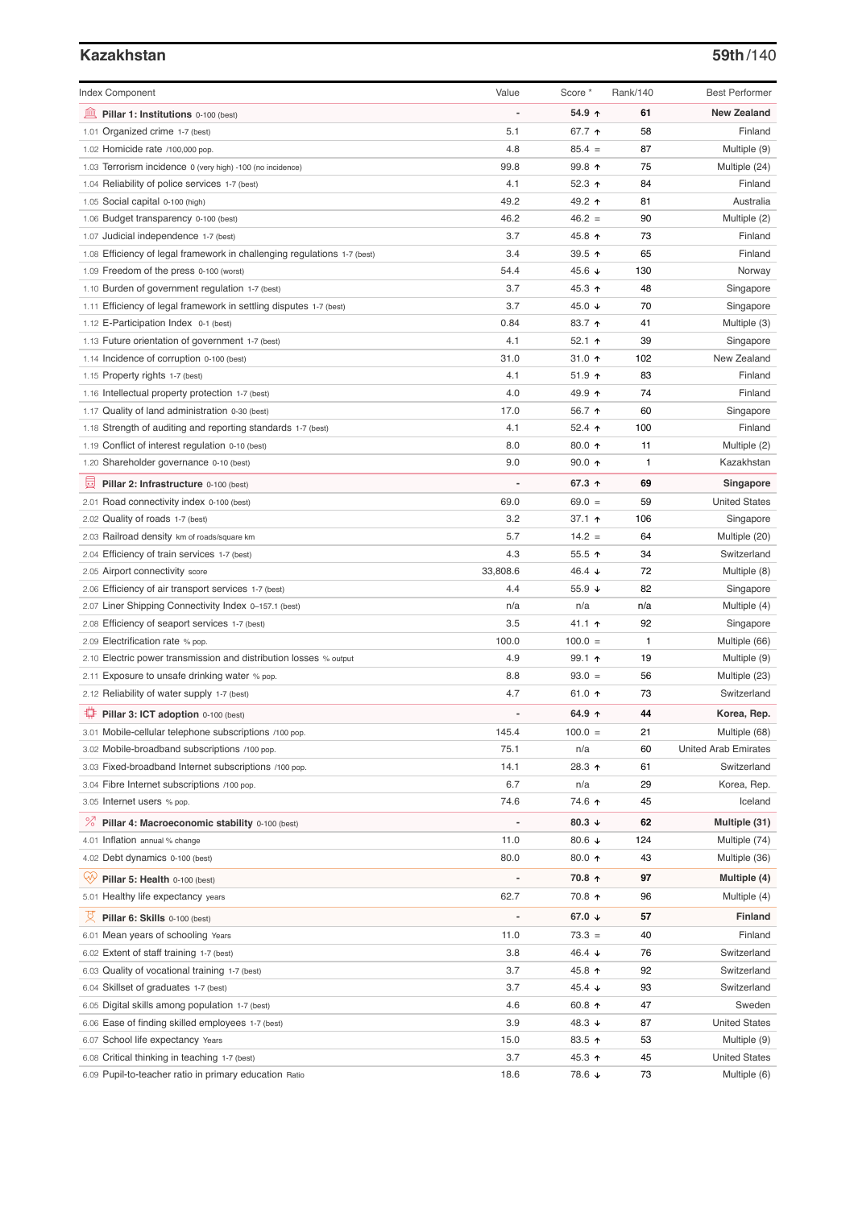## Kazakhstan

**59th/140**

| Index Component | Value | Score * | Rank/140 | Best Performer |
|---|---|---|---|---|
| **Pillar 1: Institutions** 0-100 (best) | - | **54.9 ↑** | **61** | **New Zealand** |
| 1.01 Organized crime 1-7 (best) | 5.1 | 67.7 ↑ | 58 | Finland |
| 1.02 Homicide rate /100,000 pop. | 4.8 | 85.4 = | 87 | Multiple (9) |
| 1.03 Terrorism incidence 0 (very high) -100 (no incidence) | 99.8 | 99.8 ↑ | 75 | Multiple (24) |
| 1.04 Reliability of police services 1-7 (best) | 4.1 | 52.3 ↑ | 84 | Finland |
| 1.05 Social capital 0-100 (high) | 49.2 | 49.2 ↑ | 81 | Australia |
| 1.06 Budget transparency 0-100 (best) | 46.2 | 46.2 = | 90 | Multiple (2) |
| 1.07 Judicial independence 1-7 (best) | 3.7 | 45.8 ↑ | 73 | Finland |
| 1.08 Efficiency of legal framework in challenging regulations 1-7 (best) | 3.4 | 39.5 ↑ | 65 | Finland |
| 1.09 Freedom of the press 0-100 (worst) | 54.4 | 45.6 ↓ | 130 | Norway |
| 1.10 Burden of government regulation 1-7 (best) | 3.7 | 45.3 ↑ | 48 | Singapore |
| 1.11 Efficiency of legal framework in settling disputes 1-7 (best) | 3.7 | 45.0 ↓ | 70 | Singapore |
| 1.12 E-Participation Index 0-1 (best) | 0.84 | 83.7 ↑ | 41 | Multiple (3) |
| 1.13 Future orientation of government 1-7 (best) | 4.1 | 52.1 ↑ | 39 | Singapore |
| 1.14 Incidence of corruption 0-100 (best) | 31.0 | 31.0 ↑ | 102 | New Zealand |
| 1.15 Property rights 1-7 (best) | 4.1 | 51.9 ↑ | 83 | Finland |
| 1.16 Intellectual property protection 1-7 (best) | 4.0 | 49.9 ↑ | 74 | Finland |
| 1.17 Quality of land administration 0-30 (best) | 17.0 | 56.7 ↑ | 60 | Singapore |
| 1.18 Strength of auditing and reporting standards 1-7 (best) | 4.1 | 52.4 ↑ | 100 | Finland |
| 1.19 Conflict of interest regulation 0-10 (best) | 8.0 | 80.0 ↑ | 11 | Multiple (2) |
| 1.20 Shareholder governance 0-10 (best) | 9.0 | 90.0 ↑ | 1 | Kazakhstan |
| **Pillar 2: Infrastructure** 0-100 (best) | - | **67.3 ↑** | **69** | **Singapore** |
| 2.01 Road connectivity index 0-100 (best) | 69.0 | 69.0 = | 59 | United States |
| 2.02 Quality of roads 1-7 (best) | 3.2 | 37.1 ↑ | 106 | Singapore |
| 2.03 Railroad density km of roads/square km | 5.7 | 14.2 = | 64 | Multiple (20) |
| 2.04 Efficiency of train services 1-7 (best) | 4.3 | 55.5 ↑ | 34 | Switzerland |
| 2.05 Airport connectivity score | 33,808.6 | 46.4 ↓ | 72 | Multiple (8) |
| 2.06 Efficiency of air transport services 1-7 (best) | 4.4 | 55.9 ↓ | 82 | Singapore |
| 2.07 Liner Shipping Connectivity Index 0–157.1 (best) | n/a | n/a | n/a | Multiple (4) |
| 2.08 Efficiency of seaport services 1-7 (best) | 3.5 | 41.1 ↑ | 92 | Singapore |
| 2.09 Electrification rate % pop. | 100.0 | 100.0 = | 1 | Multiple (66) |
| 2.10 Electric power transmission and distribution losses % output | 4.9 | 99.1 ↑ | 19 | Multiple (9) |
| 2.11 Exposure to unsafe drinking water % pop. | 8.8 | 93.0 = | 56 | Multiple (23) |
| 2.12 Reliability of water supply 1-7 (best) | 4.7 | 61.0 ↑ | 73 | Switzerland |
| **Pillar 3: ICT adoption** 0-100 (best) | - | **64.9 ↑** | **44** | **Korea, Rep.** |
| 3.01 Mobile-cellular telephone subscriptions /100 pop. | 145.4 | 100.0 = | 21 | Multiple (68) |
| 3.02 Mobile-broadband subscriptions /100 pop. | 75.1 | n/a | 60 | United Arab Emirates |
| 3.03 Fixed-broadband Internet subscriptions /100 pop. | 14.1 | 28.3 ↑ | 61 | Switzerland |
| 3.04 Fibre Internet subscriptions /100 pop. | 6.7 | n/a | 29 | Korea, Rep. |
| 3.05 Internet users % pop. | 74.6 | 74.6 ↑ | 45 | Iceland |
| **Pillar 4: Macroeconomic stability** 0-100 (best) | - | **80.3 ↓** | **62** | **Multiple (31)** |
| 4.01 Inflation annual % change | 11.0 | 80.6 ↓ | 124 | Multiple (74) |
| 4.02 Debt dynamics 0-100 (best) | 80.0 | 80.0 ↑ | 43 | Multiple (36) |
| **Pillar 5: Health** 0-100 (best) | - | **70.8 ↑** | **97** | **Multiple (4)** |
| 5.01 Healthy life expectancy years | 62.7 | 70.8 ↑ | 96 | Multiple (4) |
| **Pillar 6: Skills** 0-100 (best) | - | **67.0 ↓** | **57** | **Finland** |
| 6.01 Mean years of schooling Years | 11.0 | 73.3 = | 40 | Finland |
| 6.02 Extent of staff training 1-7 (best) | 3.8 | 46.4 ↓ | 76 | Switzerland |
| 6.03 Quality of vocational training 1-7 (best) | 3.7 | 45.8 ↑ | 92 | Switzerland |
| 6.04 Skillset of graduates 1-7 (best) | 3.7 | 45.4 ↓ | 93 | Switzerland |
| 6.05 Digital skills among population 1-7 (best) | 4.6 | 60.8 ↑ | 47 | Sweden |
| 6.06 Ease of finding skilled employees 1-7 (best) | 3.9 | 48.3 ↓ | 87 | United States |
| 6.07 School life expectancy Years | 15.0 | 83.5 ↑ | 53 | Multiple (9) |
| 6.08 Critical thinking in teaching 1-7 (best) | 3.7 | 45.3 ↑ | 45 | United States |
| 6.09 Pupil-to-teacher ratio in primary education Ratio | 18.6 | 78.6 ↓ | 73 | Multiple (6) |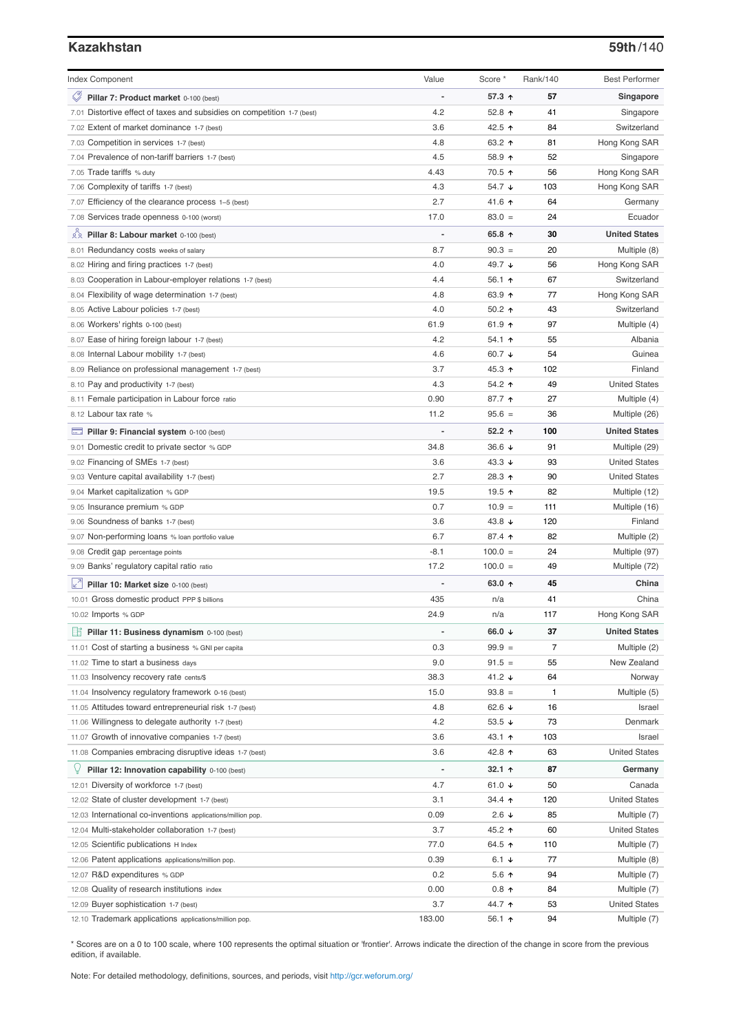## Kazakhstan

**59th**/140

| Index Component | Value | Score * | Rank/140 | Best Performer |
|---|---|---|---|---|
| **Pillar 7: Product market** 0-100 (best) | - | **57.3** ↑ | **57** | **Singapore** |
| 7.01 Distortive effect of taxes and subsidies on competition 1-7 (best) | 4.2 | 52.8 ↑ | 41 | Singapore |
| 7.02 Extent of market dominance 1-7 (best) | 3.6 | 42.5 ↑ | 84 | Switzerland |
| 7.03 Competition in services 1-7 (best) | 4.8 | 63.2 ↑ | 81 | Hong Kong SAR |
| 7.04 Prevalence of non-tariff barriers 1-7 (best) | 4.5 | 58.9 ↑ | 52 | Singapore |
| 7.05 Trade tariffs % duty | 4.43 | 70.5 ↑ | 56 | Hong Kong SAR |
| 7.06 Complexity of tariffs 1-7 (best) | 4.3 | 54.7 ↓ | 103 | Hong Kong SAR |
| 7.07 Efficiency of the clearance process 1–5 (best) | 2.7 | 41.6 ↑ | 64 | Germany |
| 7.08 Services trade openness 0-100 (worst) | 17.0 | 83.0 = | 24 | Ecuador |
| **Pillar 8: Labour market** 0-100 (best) | - | **65.8** ↑ | **30** | **United States** |
| 8.01 Redundancy costs weeks of salary | 8.7 | 90.3 = | 20 | Multiple (8) |
| 8.02 Hiring and firing practices 1-7 (best) | 4.0 | 49.7 ↓ | 56 | Hong Kong SAR |
| 8.03 Cooperation in Labour-employer relations 1-7 (best) | 4.4 | 56.1 ↑ | 67 | Switzerland |
| 8.04 Flexibility of wage determination 1-7 (best) | 4.8 | 63.9 ↑ | 77 | Hong Kong SAR |
| 8.05 Active Labour policies 1-7 (best) | 4.0 | 50.2 ↑ | 43 | Switzerland |
| 8.06 Workers' rights 0-100 (best) | 61.9 | 61.9 ↑ | 97 | Multiple (4) |
| 8.07 Ease of hiring foreign labour 1-7 (best) | 4.2 | 54.1 ↑ | 55 | Albania |
| 8.08 Internal Labour mobility 1-7 (best) | 4.6 | 60.7 ↓ | 54 | Guinea |
| 8.09 Reliance on professional management 1-7 (best) | 3.7 | 45.3 ↑ | 102 | Finland |
| 8.10 Pay and productivity 1-7 (best) | 4.3 | 54.2 ↑ | 49 | United States |
| 8.11 Female participation in Labour force ratio | 0.90 | 87.7 ↑ | 27 | Multiple (4) |
| 8.12 Labour tax rate % | 11.2 | 95.6 = | 36 | Multiple (26) |
| **Pillar 9: Financial system** 0-100 (best) | - | **52.2** ↑ | **100** | **United States** |
| 9.01 Domestic credit to private sector % GDP | 34.8 | 36.6 ↓ | 91 | Multiple (29) |
| 9.02 Financing of SMEs 1-7 (best) | 3.6 | 43.3 ↓ | 93 | United States |
| 9.03 Venture capital availability 1-7 (best) | 2.7 | 28.3 ↑ | 90 | United States |
| 9.04 Market capitalization % GDP | 19.5 | 19.5 ↑ | 82 | Multiple (12) |
| 9.05 Insurance premium % GDP | 0.7 | 10.9 = | 111 | Multiple (16) |
| 9.06 Soundness of banks 1-7 (best) | 3.6 | 43.8 ↓ | 120 | Finland |
| 9.07 Non-performing loans % loan portfolio value | 6.7 | 87.4 ↑ | 82 | Multiple (2) |
| 9.08 Credit gap percentage points | -8.1 | 100.0 = | 24 | Multiple (97) |
| 9.09 Banks' regulatory capital ratio ratio | 17.2 | 100.0 = | 49 | Multiple (72) |
| **Pillar 10: Market size** 0-100 (best) | - | **63.0** ↑ | **45** | **China** |
| 10.01 Gross domestic product PPP $ billions | 435 | n/a | 41 | China |
| 10.02 Imports % GDP | 24.9 | n/a | 117 | Hong Kong SAR |
| **Pillar 11: Business dynamism** 0-100 (best) | - | **66.0** ↓ | **37** | **United States** |
| 11.01 Cost of starting a business % GNI per capita | 0.3 | 99.9 = | 7 | Multiple (2) |
| 11.02 Time to start a business days | 9.0 | 91.5 = | 55 | New Zealand |
| 11.03 Insolvency recovery rate cents/$ | 38.3 | 41.2 ↓ | 64 | Norway |
| 11.04 Insolvency regulatory framework 0-16 (best) | 15.0 | 93.8 = | 1 | Multiple (5) |
| 11.05 Attitudes toward entrepreneurial risk 1-7 (best) | 4.8 | 62.6 ↓ | 16 | Israel |
| 11.06 Willingness to delegate authority 1-7 (best) | 4.2 | 53.5 ↓ | 73 | Denmark |
| 11.07 Growth of innovative companies 1-7 (best) | 3.6 | 43.1 ↑ | 103 | Israel |
| 11.08 Companies embracing disruptive ideas 1-7 (best) | 3.6 | 42.8 ↑ | 63 | United States |
| **Pillar 12: Innovation capability** 0-100 (best) | - | **32.1** ↑ | **87** | **Germany** |
| 12.01 Diversity of workforce 1-7 (best) | 4.7 | 61.0 ↓ | 50 | Canada |
| 12.02 State of cluster development 1-7 (best) | 3.1 | 34.4 ↑ | 120 | United States |
| 12.03 International co-inventions applications/million pop. | 0.09 | 2.6 ↓ | 85 | Multiple (7) |
| 12.04 Multi-stakeholder collaboration 1-7 (best) | 3.7 | 45.2 ↑ | 60 | United States |
| 12.05 Scientific publications H Index | 77.0 | 64.5 ↑ | 110 | Multiple (7) |
| 12.06 Patent applications applications/million pop. | 0.39 | 6.1 ↓ | 77 | Multiple (8) |
| 12.07 R&D expenditures % GDP | 0.2 | 5.6 ↑ | 94 | Multiple (7) |
| 12.08 Quality of research institutions index | 0.00 | 0.8 ↑ | 84 | Multiple (7) |
| 12.09 Buyer sophistication 1-7 (best) | 3.7 | 44.7 ↑ | 53 | United States |
| 12.10 Trademark applications applications/million pop. | 183.00 | 56.1 ↑ | 94 | Multiple (7) |

* Scores are on a 0 to 100 scale, where 100 represents the optimal situation or 'frontier'. Arrows indicate the direction of the change in score from the previous edition, if available.

Note: For detailed methodology, definitions, sources, and periods, visit http://gcr.weforum.org/